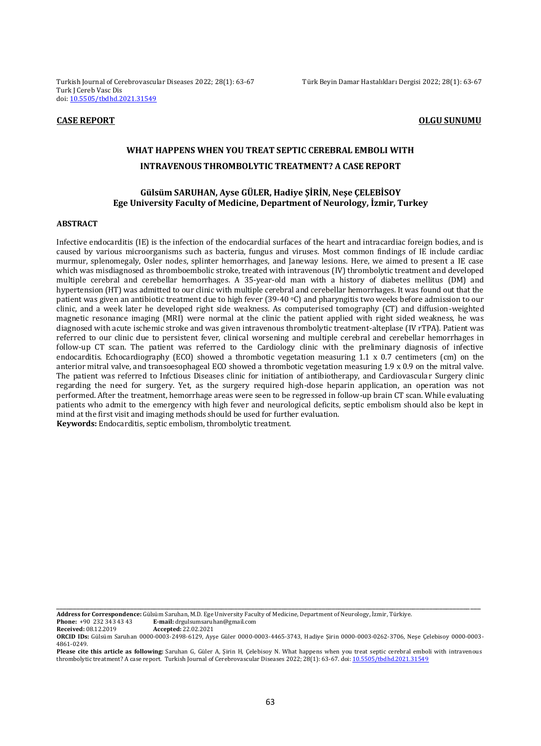**CASE REPORT** **OLGU SUNUMU**

# WHAT HAPPENS WHEN YOU TREAT SEPTIC CEREBRAL EMBOLI WITH INTRAVENOUS THROMBOLYTIC TREATMENT? A CASE REPORT

**Gülsüm SARUHAN, Ayse GÜLER, Hadiye ŞİRİN, Neşe ÇELEBİSOY**
**Ege University Faculty of Medicine, Department of Neurology, İzmir, Turkey**

## ABSTRACT

Infective endocarditis (IE) is the infection of the endocardial surfaces of the heart and intracardiac foreign bodies, and is caused by various microorganisms such as bacteria, fungus and viruses. Most common findings of IE include cardiac murmur, splenomegaly, Osler nodes, splinter hemorrhages, and Janeway lesions. Here, we aimed to present a IE case which was misdiagnosed as thromboembolic stroke, treated with intravenous (IV) thrombolytic treatment and developed multiple cerebral and cerebellar hemorrhages. A 35-year-old man with a history of diabetes mellitus (DM) and hypertension (HT) was admitted to our clinic with multiple cerebral and cerebellar hemorrhages. It was found out that the patient was given an antibiotic treatment due to high fever (39-40 $^{o}$C) and pharyngitis two weeks before admission to our clinic, and a week later he developed right side weakness. As computerised tomography (CT) and diffusion-weighted magnetic resonance imaging (MRI) were normal at the clinic the patient applied with right sided weakness, he was diagnosed with acute ischemic stroke and was given intravenous thrombolytic treatment-alteplase (IV rTPA). Patient was referred to our clinic due to persistent fever, clinical worsening and multiple cerebral and cerebellar hemorrhages in follow-up CT scan. The patient was referred to the Cardiology clinic with the preliminary diagnosis of infective endocarditis. Echocardiography (ECO) showed a thrombotic vegetation measuring 1.1 x 0.7 centimeters (cm) on the anterior mitral valve, and transoesophageal ECO showed a thrombotic vegetation measuring 1.9 x 0.9 on the mitral valve. The patient was referred to Infctious Diseases clinic for initiation of antibiotherapy, and Cardiovascular Surgery clinic regarding the need for surgery. Yet, as the surgery required high-dose heparin application, an operation was not performed. After the treatment, hemorrhage areas were seen to be regressed in follow-up brain CT scan. While evaluating patients who admit to the emergency with high fever and neurological deficits, septic embolism should also be kept in mind at the first visit and imaging methods should be used for further evaluation.

**Keywords:** Endocarditis, septic embolism, thrombolytic treatment.

---

**Address for Correspondence:** Gülsüm Saruhan, M.D. Ege University Faculty of Medicine, Department of Neurology, İzmir, Türkiye.
**Phone:** +90 232 343 43 43 **E-mail:** drgulsumsaruhan@gmail.com
**Received:** 08.12.2019 **Accepted:** 22.02.2021
**ORCID IDs:** Gülsüm Saruhan 0000-0003-2498-6129, Ayşe Güler 0000-0003-4465-3743, Hadiye Şirin 0000-0003-0262-3706, Neşe Çelebisoy 0000-0003-4861-0249.
**Please cite this article as following:** Saruhan G, Güler A, Şirin H, Çelebisoy N. What happens when you treat septic cerebral emboli with intravenous thrombolytic treatment? A case report. Turkish Journal of Cerebrovascular Diseases 2022; 28(1): 63-67. doi: 10.5505/tbdhd.2021.31549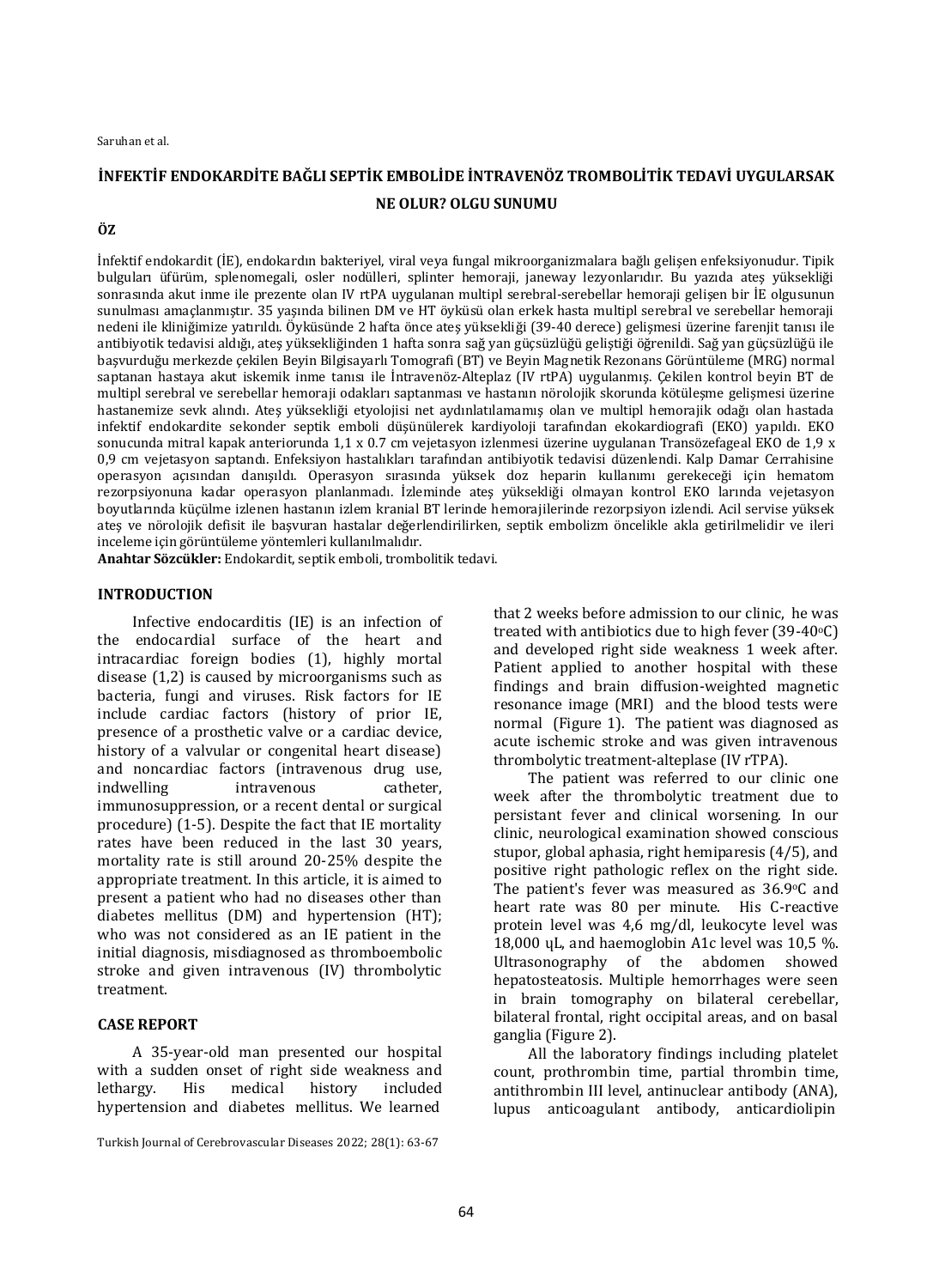**İNFEKTİF ENDOKARDİTE BAĞLI SEPTİK EMBOLİDE İNTRAVENÖZ TROMBOLİTİK TEDAVİ UYGULARSAK NE OLUR? OLGU SUNUMU**

**ÖZ**

İnfektif endokardit (İE), endokardın bakteriyel, viral veya fungal mikroorganizmalara bağlı gelişen enfeksiyonudur. Tipik bulguları üfürüm, splenomegali, osler nodülleri, splinter hemoraji, janeway lezyonlarıdır. Bu yazıda ateş yüksekliği sonrasında akut inme ile prezente olan IV rtPA uygulanan multipl serebral-serebellar hemoraji gelişen bir İE olgusunun sunulması amaçlanmıştır. 35 yaşında bilinen DM ve HT öyküsü olan erkek hasta multipl serebral ve serebellar hemoraji nedeni ile kliniğimize yatırıldı. Öyküsünde 2 hafta önce ateş yüksekliği (39-40 derece) gelişmesi üzerine farenjit tanısı ile antibiyotik tedavisi aldığı, ateş yüksekliğinden 1 hafta sonra sağ yan güçsüzlüğü geliştiği öğrenildi. Sağ yan güçsüzlüğü ile başvurduğu merkezde çekilen Beyin Bilgisayarlı Tomografi (BT) ve Beyin Magnetik Rezonans Görüntüleme (MRG) normal saptanan hastaya akut iskemik inme tanısı ile İntravenöz-Alteplaz (IV rtPA) uygulanmış. Çekilen kontrol beyin BT de multipl serebral ve serebellar hemoraji odakları saptanması ve hastanın nörolojik skorunda kötüleşme gelişmesi üzerine hastanemize sevk alındı. Ateş yüksekliği etyolojisi net aydınlatılamamış olan ve multipl hemorajik odağı olan hastada infektif endokardite sekonder septik emboli düşünülerek kardiyoloji tarafından ekokardiografi (EKO) yapıldı. EKO sonucunda mitral kapak anteriorunda 1,1 x 0.7 cm vejetasyon izlenmesi üzerine uygulanan Transözefageal EKO de 1,9 x 0,9 cm vejetasyon saptandı. Enfeksiyon hastalıkları tarafından antibiyotik tedavisi düzenlendi. Kalp Damar Cerrahisine operasyon açısından danışıldı. Operasyon sırasında yüksek doz heparin kullanımı gerekeceği için hematom rezorpsiyonuna kadar operasyon planlanmadı. İzleminde ateş yüksekliği olmayan kontrol EKO larında vejetasyon boyutlarında küçülme izlenen hastanın izlem kranial BT lerinde hemorajilerinde rezorpsiyon izlendi. Acil servise yüksek ateş ve nörolojik defisit ile başvuran hastalar değerlendirilirken, septik embolizm öncelikle akla getirilmelidir ve ileri inceleme için görüntüleme yöntemleri kullanılmalıdır.

**Anahtar Sözcükler:** Endokardit, septik emboli, trombolitik tedavi.

## INTRODUCTION

Infective endocarditis (IE) is an infection of the endocardial surface of the heart and intracardiac foreign bodies (1), highly mortal disease (1,2) is caused by microorganisms such as bacteria, fungi and viruses. Risk factors for IE include cardiac factors (history of prior IE, presence of a prosthetic valve or a cardiac device, history of a valvular or congenital heart disease) and noncardiac factors (intravenous drug use, indwelling intravenous catheter, immunosuppression, or a recent dental or surgical procedure) (1-5). Despite the fact that IE mortality rates have been reduced in the last 30 years, mortality rate is still around 20-25% despite the appropriate treatment. In this article, it is aimed to present a patient who had no diseases other than diabetes mellitus (DM) and hypertension (HT); who was not considered as an IE patient in the initial diagnosis, misdiagnosed as thromboembolic stroke and given intravenous (IV) thrombolytic treatment.

## CASE REPORT

A 35-year-old man presented our hospital with a sudden onset of right side weakness and lethargy. His medical history included hypertension and diabetes mellitus. We learned that 2 weeks before admission to our clinic, he was treated with antibiotics due to high fever (39-40°C) and developed right side weakness 1 week after. Patient applied to another hospital with these findings and brain diffusion-weighted magnetic resonance image (MRI) and the blood tests were normal (Figure 1). The patient was diagnosed as acute ischemic stroke and was given intravenous thrombolytic treatment-alteplase (IV rTPA).

The patient was referred to our clinic one week after the thrombolytic treatment due to persistant fever and clinical worsening. In our clinic, neurological examination showed conscious stupor, global aphasia, right hemiparesis (4/5), and positive right pathologic reflex on the right side. The patient's fever was measured as 36.9°C and heart rate was 80 per minute. His C-reactive protein level was 4,6 mg/dl, leukocyte level was 18,000 ųL, and haemoglobin A1c level was 10,5 %. Ultrasonography of the abdomen showed hepatosteatosis. Multiple hemorrhages were seen in brain tomography on bilateral cerebellar, bilateral frontal, right occipital areas, and on basal ganglia (Figure 2).

All the laboratory findings including platelet count, prothrombin time, partial thrombin time, antithrombin III level, antinuclear antibody (ANA), lupus anticoagulant antibody, anticardiolipin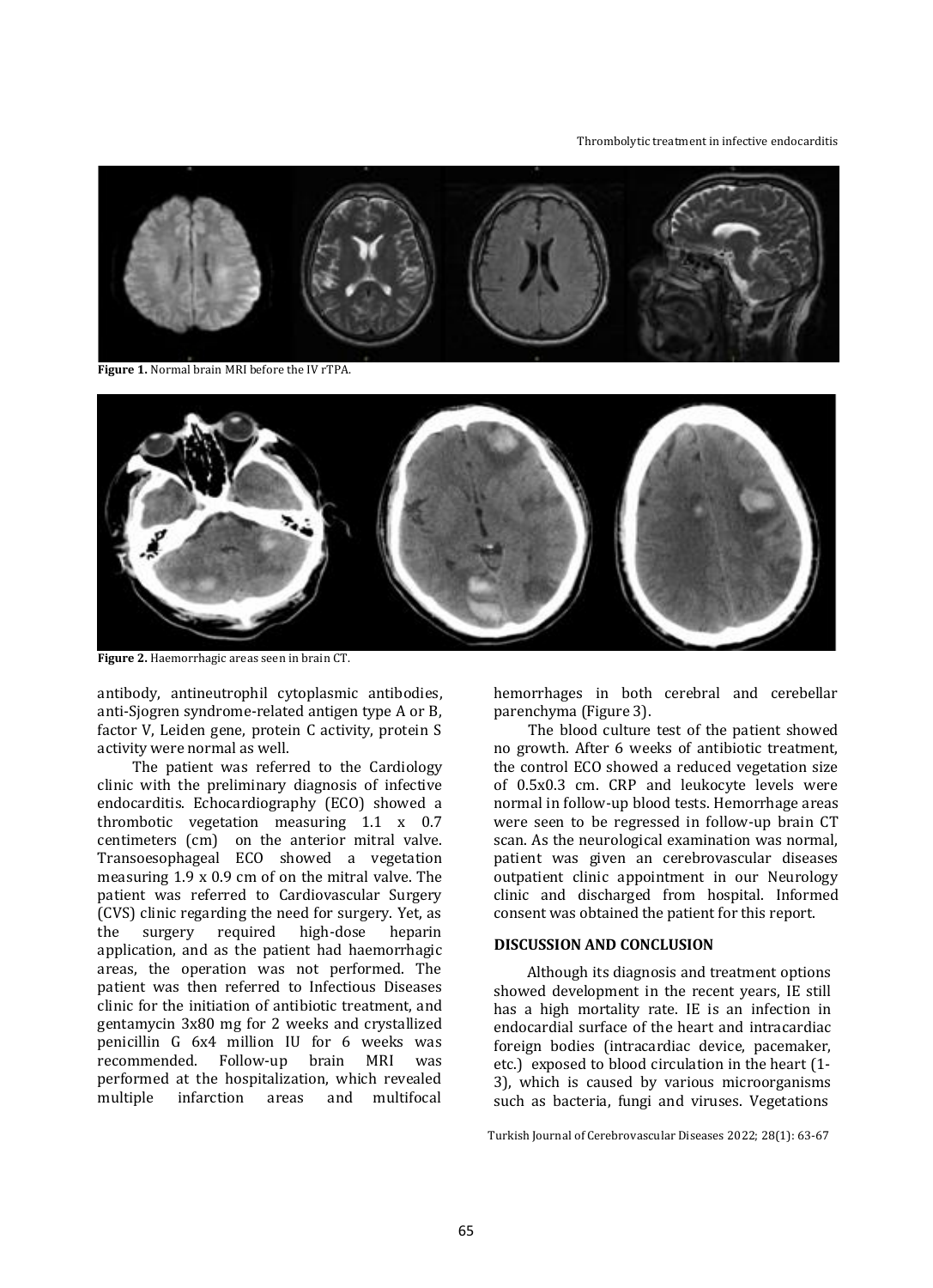Figure 1. Normal brain MRI before the IV rTPA.

Figure 2. Haemorrhagic areas seen in brain CT.

antibody, antineutrophil cytoplasmic antibodies, anti-Sjogren syndrome-related antigen type A or B, factor V, Leiden gene, protein C activity, protein S activity were normal as well.

The patient was referred to the Cardiology clinic with the preliminary diagnosis of infective endocarditis. Echocardiography (ECO) showed a thrombotic vegetation measuring 1.1 x 0.7 centimeters (cm) on the anterior mitral valve. Transoesophageal ECO showed a vegetation measuring 1.9 x 0.9 cm of on the mitral valve. The patient was referred to Cardiovascular Surgery (CVS) clinic regarding the need for surgery. Yet, as the surgery required high-dose heparin application, and as the patient had haemorrhagic areas, the operation was not performed. The patient was then referred to Infectious Diseases clinic for the initiation of antibiotic treatment, and gentamycin 3x80 mg for 2 weeks and crystallized penicillin G 6x4 million IU for 6 weeks was recommended. Follow-up brain MRI was performed at the hospitalization, which revealed multiple infarction areas and multifocal hemorrhages in both cerebral and cerebellar parenchyma (Figure 3).

The blood culture test of the patient showed no growth. After 6 weeks of antibiotic treatment, the control ECO showed a reduced vegetation size of 0.5x0.3 cm. CRP and leukocyte levels were normal in follow-up blood tests. Hemorrhage areas were seen to be regressed in follow-up brain CT scan. As the neurological examination was normal, patient was given an cerebrovascular diseases outpatient clinic appointment in our Neurology clinic and discharged from hospital. Informed consent was obtained the patient for this report.

## DISCUSSION AND CONCLUSION

Although its diagnosis and treatment options showed development in the recent years, IE still has a high mortality rate. IE is an infection in endocardial surface of the heart and intracardiac foreign bodies (intracardiac device, pacemaker, etc.) exposed to blood circulation in the heart (1-3), which is caused by various microorganisms such as bacteria, fungi and viruses. Vegetations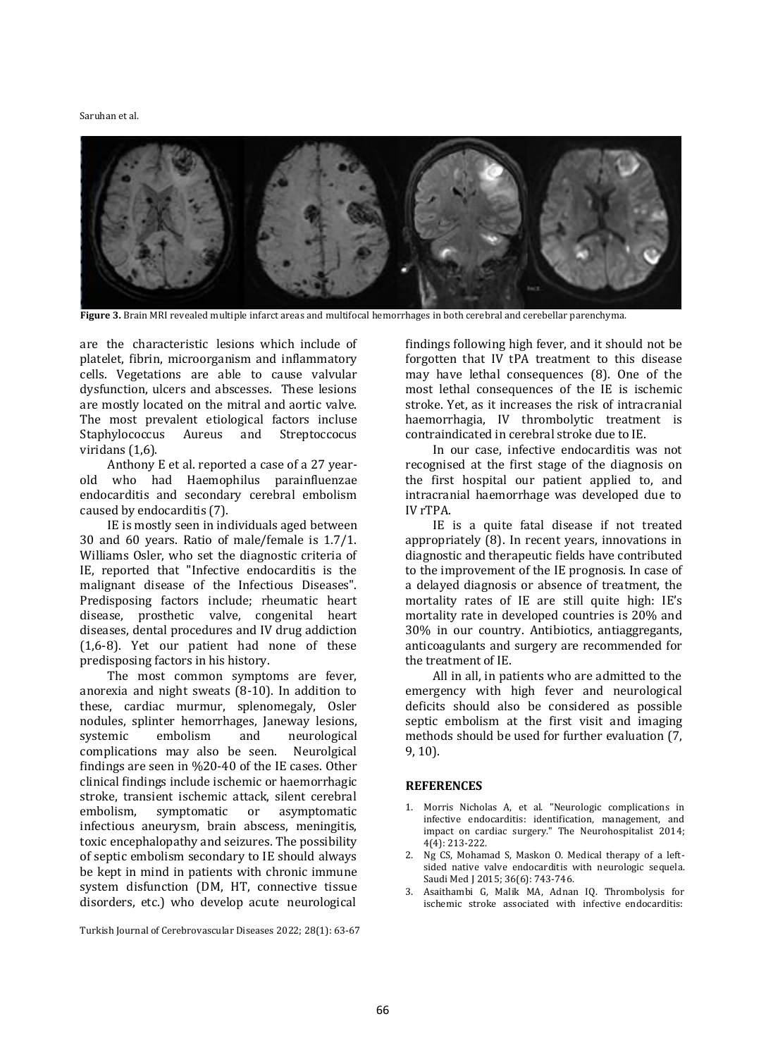**Figure 3.** Brain MRI revealed multiple infarct areas and multifocal hemorrhages in both cerebral and cerebellar parenchyma.

are the characteristic lesions which include of platelet, fibrin, microorganism and inflammatory cells. Vegetations are able to cause valvular dysfunction, ulcers and abscesses. These lesions are mostly located on the mitral and aortic valve. The most prevalent etiological factors incluse Staphylococcus Aureus and Streptoccocus viridans (1,6).

Anthony E et al. reported a case of a 27 year-old who had Haemophilus parainfluenzae endocarditis and secondary cerebral embolism caused by endocarditis (7).

IE is mostly seen in individuals aged between 30 and 60 years. Ratio of male/female is 1.7/1. Williams Osler, who set the diagnostic criteria of IE, reported that "Infective endocarditis is the malignant disease of the Infectious Diseases". Predisposing factors include; rheumatic heart disease, prosthetic valve, congenital heart diseases, dental procedures and IV drug addiction (1,6-8). Yet our patient had none of these predisposing factors in his history.

The most common symptoms are fever, anorexia and night sweats (8-10). In addition to these, cardiac murmur, splenomegaly, Osler nodules, splinter hemorrhages, Janeway lesions, systemic embolism and neurological complications may also be seen. Neurolgical findings are seen in %20-40 of the IE cases. Other clinical findings include ischemic or haemorrhagic stroke, transient ischemic attack, silent cerebral embolism, symptomatic or asymptomatic infectious aneurysm, brain abscess, meningitis, toxic encephalopathy and seizures. The possibility of septic embolism secondary to IE should always be kept in mind in patients with chronic immune system disfunction (DM, HT, connective tissue disorders, etc.) who develop acute neurological findings following high fever, and it should not be forgotten that IV tPA treatment to this disease may have lethal consequences (8). One of the most lethal consequences of the IE is ischemic stroke. Yet, as it increases the risk of intracranial haemorrhagia, IV thrombolytic treatment is contraindicated in cerebral stroke due to IE.

In our case, infective endocarditis was not recognised at the first stage of the diagnosis on the first hospital our patient applied to, and intracranial haemorrhage was developed due to IV rTPA.

IE is a quite fatal disease if not treated appropriately (8). In recent years, innovations in diagnostic and therapeutic fields have contributed to the improvement of the IE prognosis. In case of a delayed diagnosis or absence of treatment, the mortality rates of IE are still quite high: IE's mortality rate in developed countries is 20% and 30% in our country. Antibiotics, antiaggregants, anticoagulants and surgery are recommended for the treatment of IE.

All in all, in patients who are admitted to the emergency with high fever and neurological deficits should also be considered as possible septic embolism at the first visit and imaging methods should be used for further evaluation (7, 9, 10).

## REFERENCES

1. Morris Nicholas A, et al. "Neurologic complications in infective endocarditis: identification, management, and impact on cardiac surgery." The Neurohospitalist 2014; 4(4): 213-222.
2. Ng CS, Mohamad S, Maskon O. Medical therapy of a left-sided native valve endocarditis with neurologic sequela. Saudi Med J 2015; 36(6): 743-746.
3. Asaithambi G, Malik MA, Adnan IQ. Thrombolysis for ischemic stroke associated with infective endocarditis: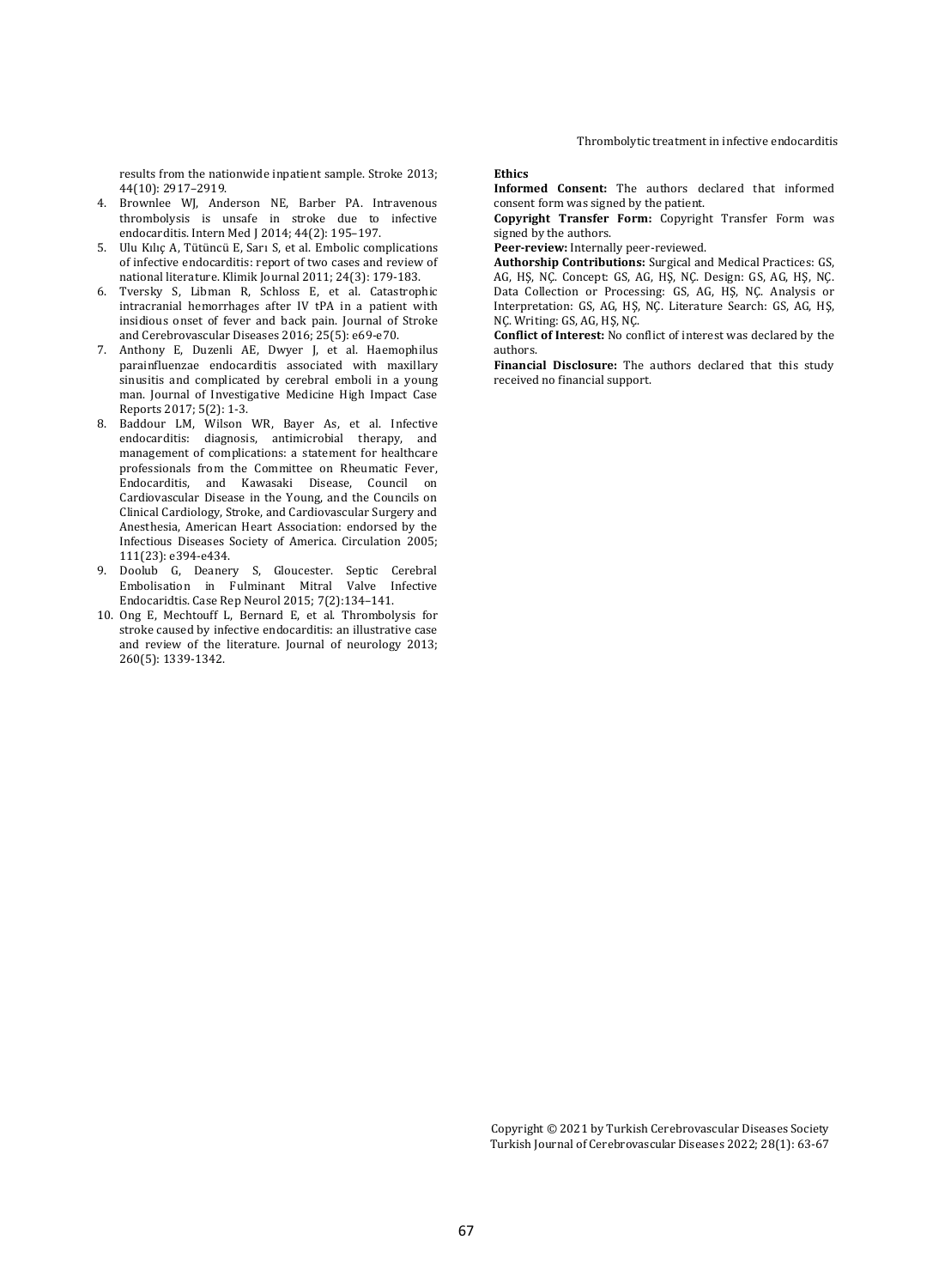results from the nationwide inpatient sample. Stroke 2013; 44(10): 2917–2919.

4. Brownlee WJ, Anderson NE, Barber PA. Intravenous thrombolysis is unsafe in stroke due to infective endocarditis. Intern Med J 2014; 44(2): 195–197.
5. Ulu Kılıç A, Tütüncü E, Sarı S, et al. Embolic complications of infective endocarditis: report of two cases and review of national literature. Klimik Journal 2011; 24(3): 179-183.
6. Tversky S, Libman R, Schloss E, et al. Catastrophic intracranial hemorrhages after IV tPA in a patient with insidious onset of fever and back pain. Journal of Stroke and Cerebrovascular Diseases 2016; 25(5): e69-e70.
7. Anthony E, Duzenli AE, Dwyer J, et al. Haemophilus parainfluenzae endocarditis associated with maxillary sinusitis and complicated by cerebral emboli in a young man. Journal of Investigative Medicine High Impact Case Reports 2017; 5(2): 1-3.
8. Baddour LM, Wilson WR, Bayer As, et al. Infective endocarditis: diagnosis, antimicrobial therapy, and management of complications: a statement for healthcare professionals from the Committee on Rheumatic Fever, Endocarditis, and Kawasaki Disease, Council on Cardiovascular Disease in the Young, and the Councils on Clinical Cardiology, Stroke, and Cardiovascular Surgery and Anesthesia, American Heart Association: endorsed by the Infectious Diseases Society of America. Circulation 2005; 111(23): e394-e434.
9. Doolub G, Deanery S, Gloucester. Septic Cerebral Embolisation in Fulminant Mitral Valve Infective Endocaridtis. Case Rep Neurol 2015; 7(2):134–141.
10. Ong E, Mechtouff L, Bernard E, et al. Thrombolysis for stroke caused by infective endocarditis: an illustrative case and review of the literature. Journal of neurology 2013; 260(5): 1339-1342.

**Ethics**

**Informed Consent:** The authors declared that informed consent form was signed by the patient.

**Copyright Transfer Form:** Copyright Transfer Form was signed by the authors.

**Peer-review:** Internally peer-reviewed.

**Authorship Contributions:** Surgical and Medical Practices: GS, AG, HŞ, NÇ. Concept: GS, AG, HŞ, NÇ. Design: GS, AG, HŞ, NÇ. Data Collection or Processing: GS, AG, HŞ, NÇ. Analysis or Interpretation: GS, AG, HŞ, NÇ. Literature Search: GS, AG, HŞ, NÇ. Writing: GS, AG, HŞ, NÇ.

**Conflict of Interest:** No conflict of interest was declared by the authors.

**Financial Disclosure:** The authors declared that this study received no financial support.

Copyright © 2021 by Turkish Cerebrovascular Diseases Society